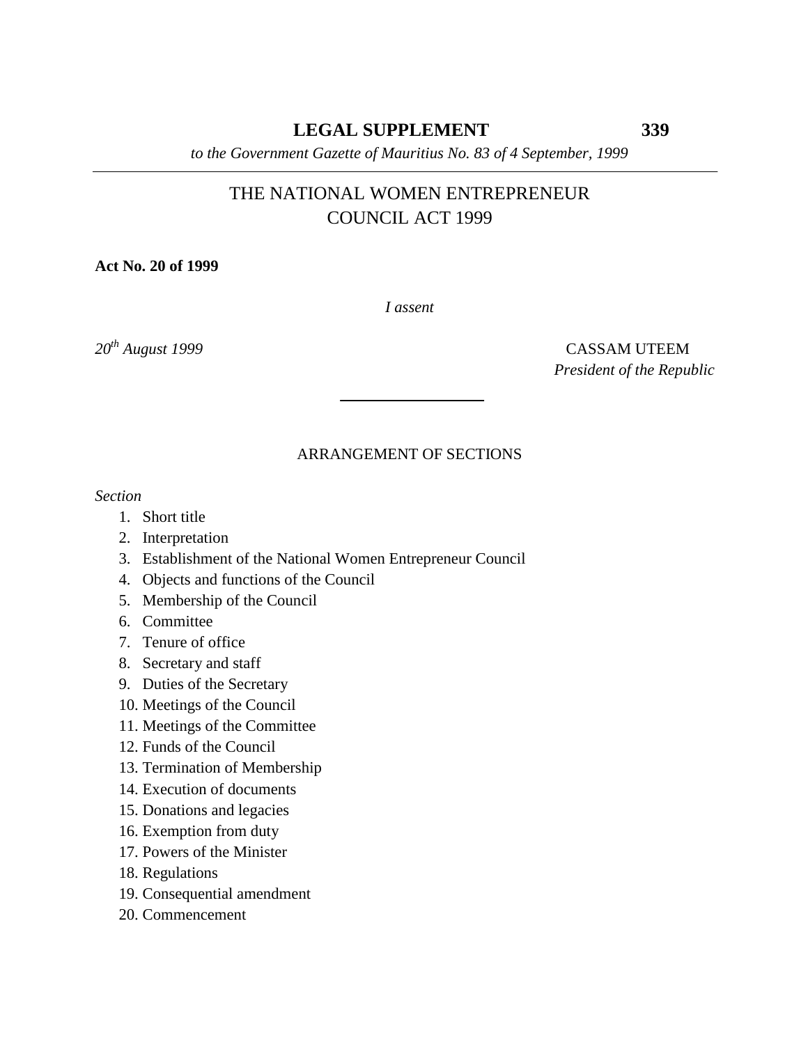**LEGAL SUPPLEMENT**

*to the Government Gazette of Mauritius No. 83 of 4 September, 1999*

# THE NATIONAL WOMEN ENTREPRENEUR COUNCIL ACT 1999

**Act No. 20 of 1999**

*I assent*

*20th August 1999*

CASSAM UTEEM
*President of the Republic*

---

## ARRANGEMENT OF SECTIONS

*Section*

1. Short title
2. Interpretation
3. Establishment of the National Women Entrepreneur Council
4. Objects and functions of the Council
5. Membership of the Council
6. Committee
7. Tenure of office
8. Secretary and staff
9. Duties of the Secretary
10. Meetings of the Council
11. Meetings of the Committee
12. Funds of the Council
13. Termination of Membership
14. Execution of documents
15. Donations and legacies
16. Exemption from duty
17. Powers of the Minister
18. Regulations
19. Consequential amendment
20. Commencement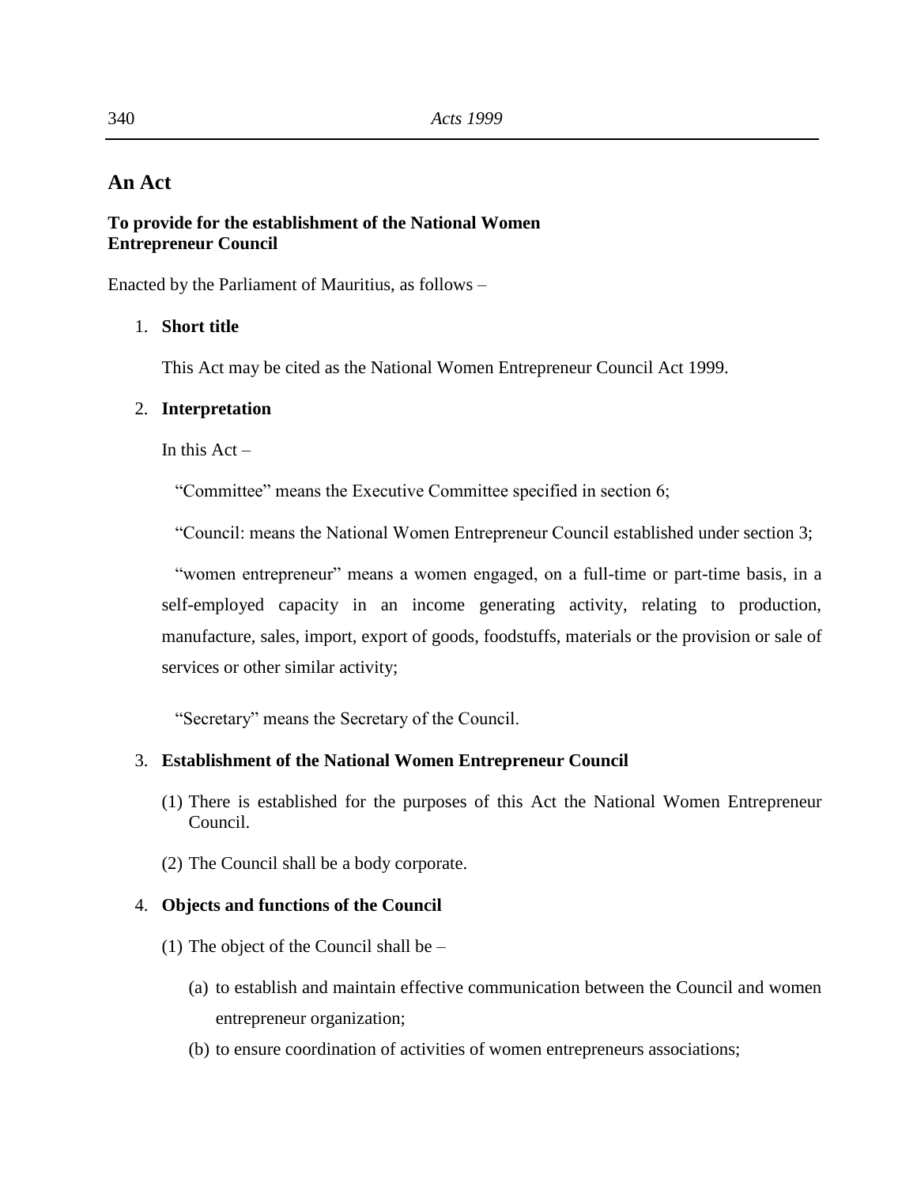## An Act

**To provide for the establishment of the National Women Entrepreneur Council**

Enacted by the Parliament of Mauritius, as follows –

1. **Short title**

   This Act may be cited as the National Women Entrepreneur Council Act 1999.

2. **Interpretation**

   In this Act –

   "Committee" means the Executive Committee specified in section 6;

   "Council: means the National Women Entrepreneur Council established under section 3;

   "women entrepreneur" means a women engaged, on a full-time or part-time basis, in a self-employed capacity in an income generating activity, relating to production, manufacture, sales, import, export of goods, foodstuffs, materials or the provision or sale of services or other similar activity;

   "Secretary" means the Secretary of the Council.

3. **Establishment of the National Women Entrepreneur Council**

   (1) There is established for the purposes of this Act the National Women Entrepreneur Council.

   (2) The Council shall be a body corporate.

4. **Objects and functions of the Council**

   (1) The object of the Council shall be –

   (a) to establish and maintain effective communication between the Council and women entrepreneur organization;

   (b) to ensure coordination of activities of women entrepreneurs associations;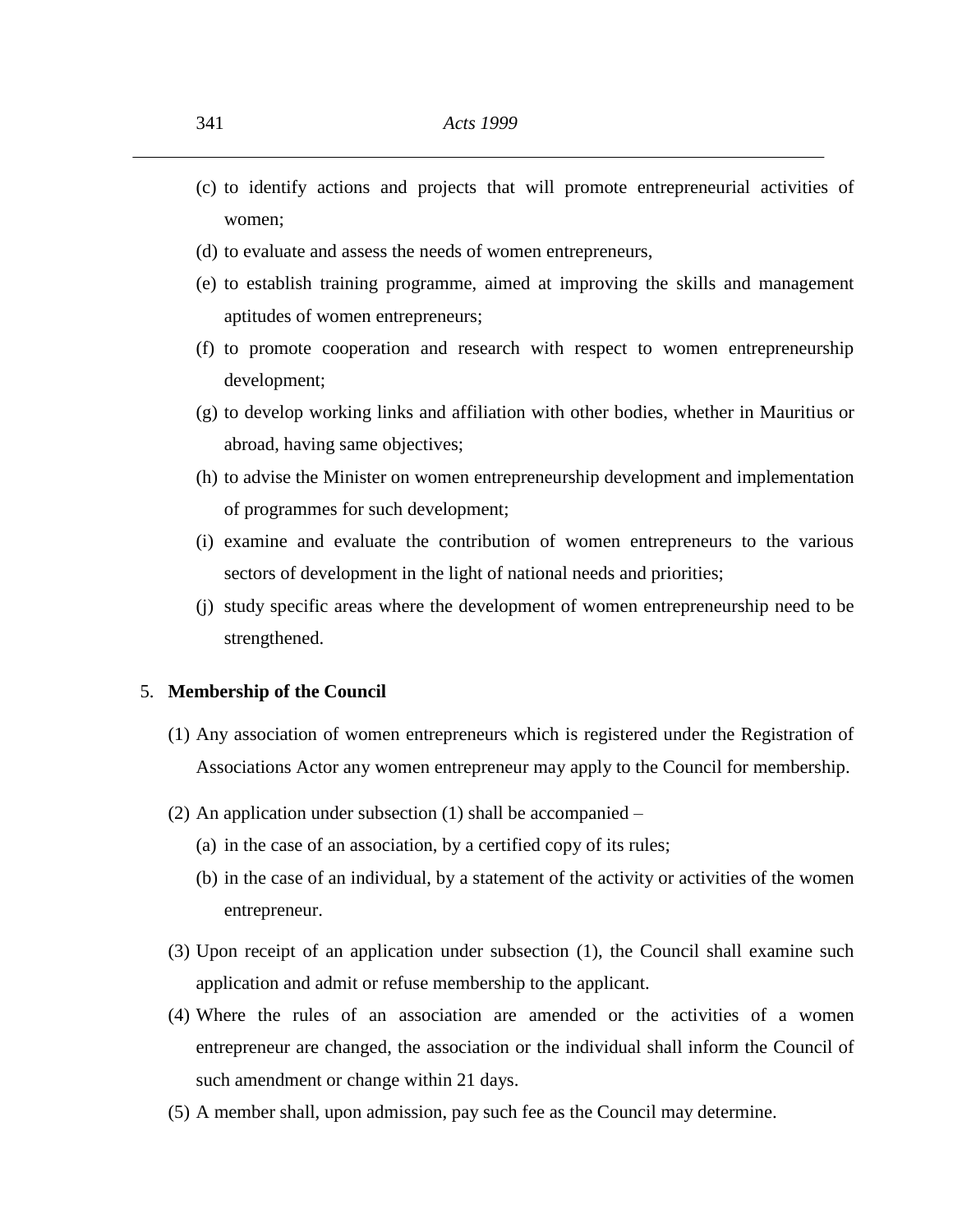(c) to identify actions and projects that will promote entrepreneurial activities of women;

(d) to evaluate and assess the needs of women entrepreneurs,

(e) to establish training programme, aimed at improving the skills and management aptitudes of women entrepreneurs;

(f) to promote cooperation and research with respect to women entrepreneurship development;

(g) to develop working links and affiliation with other bodies, whether in Mauritius or abroad, having same objectives;

(h) to advise the Minister on women entrepreneurship development and implementation of programmes for such development;

(i) examine and evaluate the contribution of women entrepreneurs to the various sectors of development in the light of national needs and priorities;

(j) study specific areas where the development of women entrepreneurship need to be strengthened.

5. **Membership of the Council**

(1) Any association of women entrepreneurs which is registered under the Registration of Associations Actor any women entrepreneur may apply to the Council for membership.

(2) An application under subsection (1) shall be accompanied –

(a) in the case of an association, by a certified copy of its rules;

(b) in the case of an individual, by a statement of the activity or activities of the women entrepreneur.

(3) Upon receipt of an application under subsection (1), the Council shall examine such application and admit or refuse membership to the applicant.

(4) Where the rules of an association are amended or the activities of a women entrepreneur are changed, the association or the individual shall inform the Council of such amendment or change within 21 days.

(5) A member shall, upon admission, pay such fee as the Council may determine.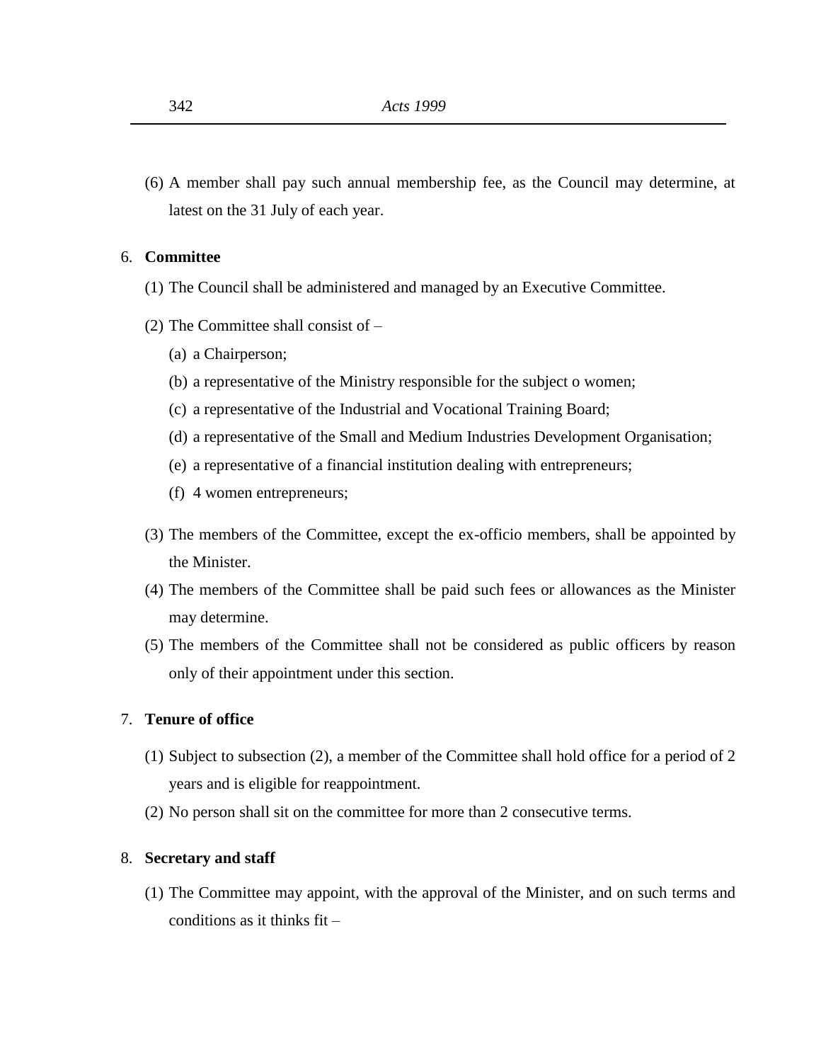(6) A member shall pay such annual membership fee, as the Council may determine, at latest on the 31 July of each year.

6. **Committee**

(1) The Council shall be administered and managed by an Executive Committee.

(2) The Committee shall consist of –

(a) a Chairperson;

(b) a representative of the Ministry responsible for the subject o women;

(c) a representative of the Industrial and Vocational Training Board;

(d) a representative of the Small and Medium Industries Development Organisation;

(e) a representative of a financial institution dealing with entrepreneurs;

(f) 4 women entrepreneurs;

(3) The members of the Committee, except the ex-officio members, shall be appointed by the Minister.

(4) The members of the Committee shall be paid such fees or allowances as the Minister may determine.

(5) The members of the Committee shall not be considered as public officers by reason only of their appointment under this section.

7. **Tenure of office**

(1) Subject to subsection (2), a member of the Committee shall hold office for a period of 2 years and is eligible for reappointment.

(2) No person shall sit on the committee for more than 2 consecutive terms.

8. **Secretary and staff**

(1) The Committee may appoint, with the approval of the Minister, and on such terms and conditions as it thinks fit –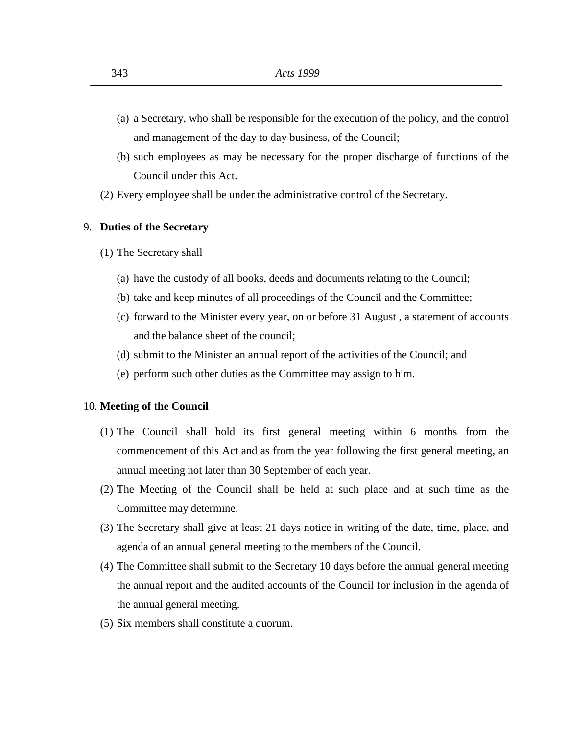(a) a Secretary, who shall be responsible for the execution of the policy, and the control and management of the day to day business, of the Council;

(b) such employees as may be necessary for the proper discharge of functions of the Council under this Act.

(2) Every employee shall be under the administrative control of the Secretary.

### 9. Duties of the Secretary

(1) The Secretary shall –

(a) have the custody of all books, deeds and documents relating to the Council;

(b) take and keep minutes of all proceedings of the Council and the Committee;

(c) forward to the Minister every year, on or before 31 August , a statement of accounts and the balance sheet of the council;

(d) submit to the Minister an annual report of the activities of the Council; and

(e) perform such other duties as the Committee may assign to him.

### 10. Meeting of the Council

(1) The Council shall hold its first general meeting within 6 months from the commencement of this Act and as from the year following the first general meeting, an annual meeting not later than 30 September of each year.

(2) The Meeting of the Council shall be held at such place and at such time as the Committee may determine.

(3) The Secretary shall give at least 21 days notice in writing of the date, time, place, and agenda of an annual general meeting to the members of the Council.

(4) The Committee shall submit to the Secretary 10 days before the annual general meeting the annual report and the audited accounts of the Council for inclusion in the agenda of the annual general meeting.

(5) Six members shall constitute a quorum.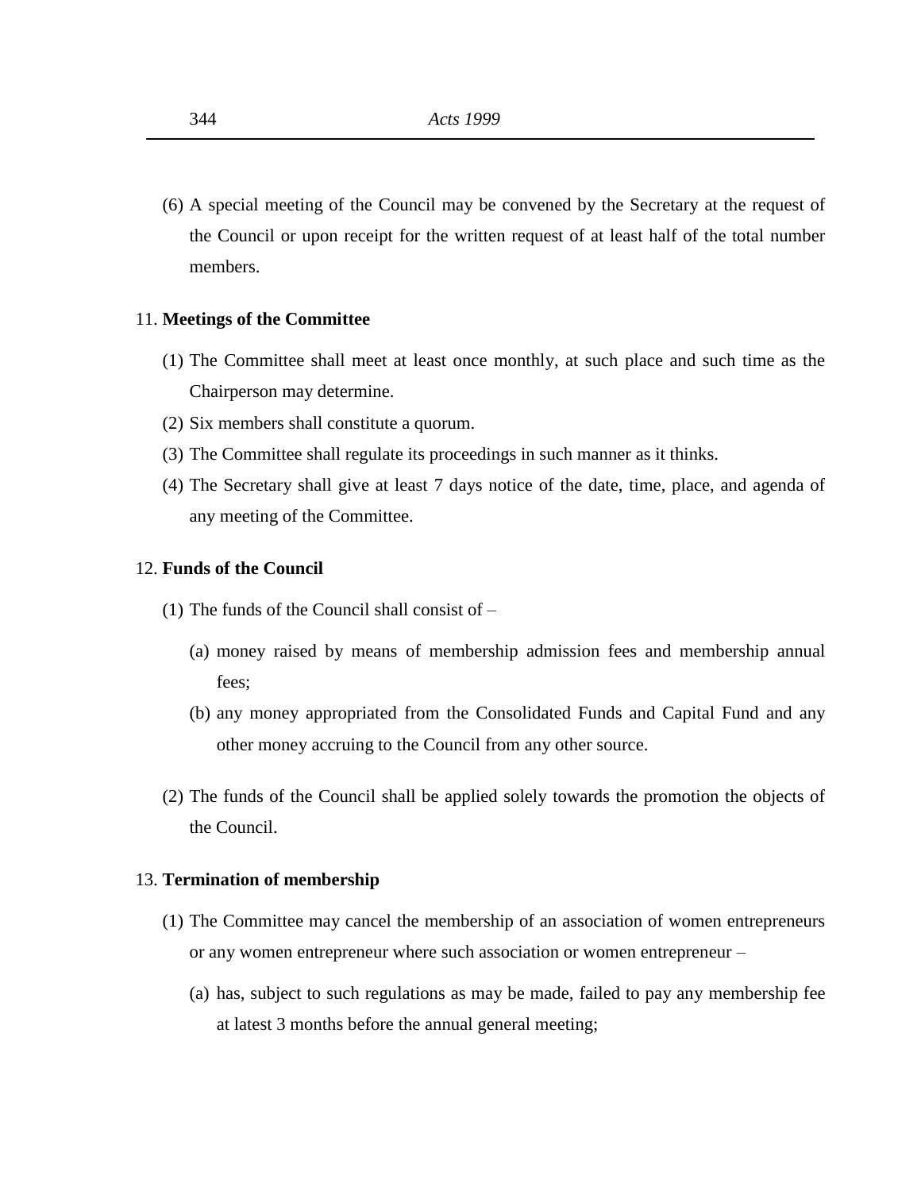(6) A special meeting of the Council may be convened by the Secretary at the request of the Council or upon receipt for the written request of at least half of the total number members.

11. **Meetings of the Committee**

(1) The Committee shall meet at least once monthly, at such place and such time as the Chairperson may determine.

(2) Six members shall constitute a quorum.

(3) The Committee shall regulate its proceedings in such manner as it thinks.

(4) The Secretary shall give at least 7 days notice of the date, time, place, and agenda of any meeting of the Committee.

12. **Funds of the Council**

(1) The funds of the Council shall consist of –

(a) money raised by means of membership admission fees and membership annual fees;

(b) any money appropriated from the Consolidated Funds and Capital Fund and any other money accruing to the Council from any other source.

(2) The funds of the Council shall be applied solely towards the promotion the objects of the Council.

13. **Termination of membership**

(1) The Committee may cancel the membership of an association of women entrepreneurs or any women entrepreneur where such association or women entrepreneur –

(a) has, subject to such regulations as may be made, failed to pay any membership fee at latest 3 months before the annual general meeting;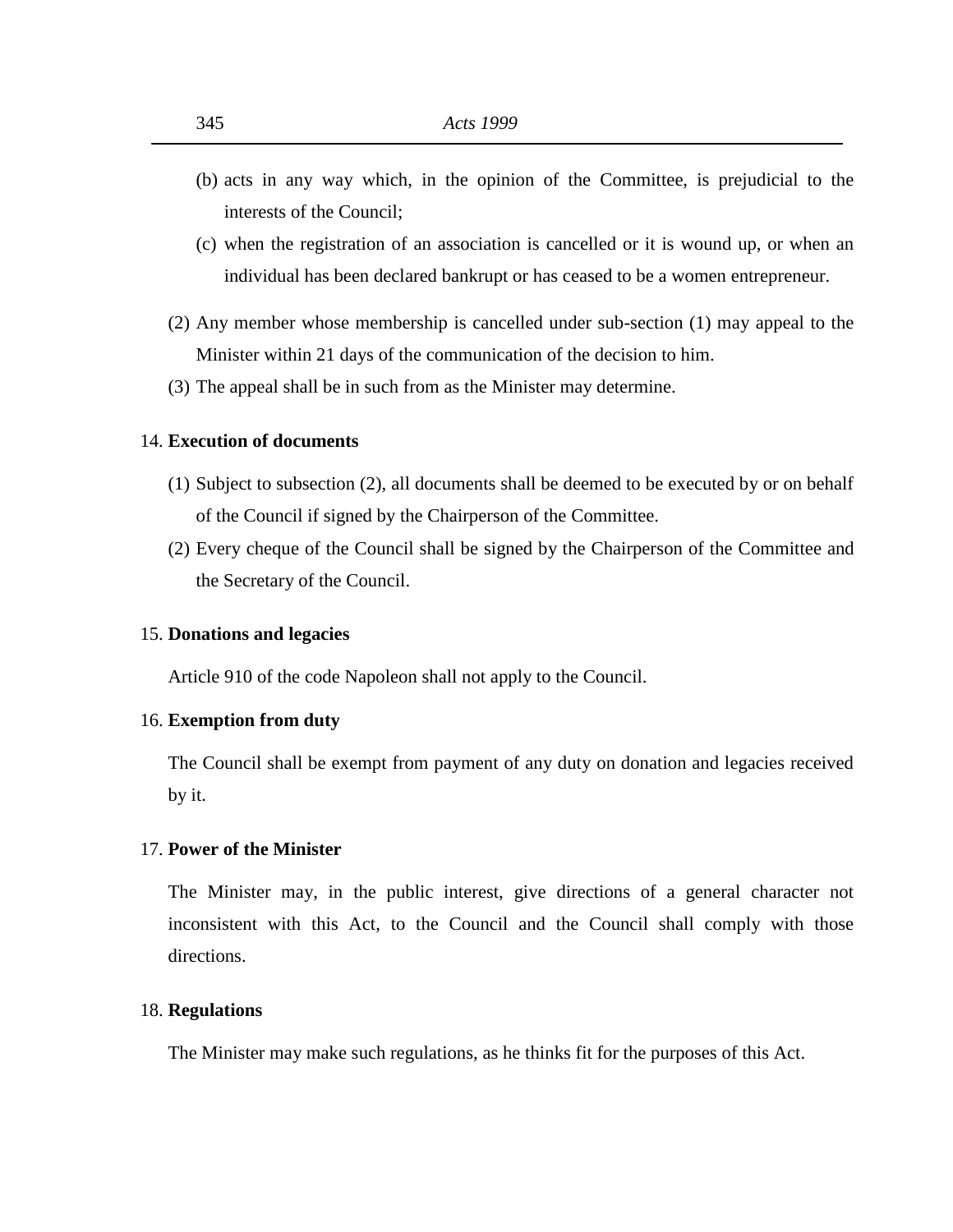(b) acts in any way which, in the opinion of the Committee, is prejudicial to the interests of the Council;

(c) when the registration of an association is cancelled or it is wound up, or when an individual has been declared bankrupt or has ceased to be a women entrepreneur.

(2) Any member whose membership is cancelled under sub-section (1) may appeal to the Minister within 21 days of the communication of the decision to him.

(3) The appeal shall be in such from as the Minister may determine.

14. **Execution of documents**

(1) Subject to subsection (2), all documents shall be deemed to be executed by or on behalf of the Council if signed by the Chairperson of the Committee.

(2) Every cheque of the Council shall be signed by the Chairperson of the Committee and the Secretary of the Council.

15. **Donations and legacies**

Article 910 of the code Napoleon shall not apply to the Council.

16. **Exemption from duty**

The Council shall be exempt from payment of any duty on donation and legacies received by it.

17. **Power of the Minister**

The Minister may, in the public interest, give directions of a general character not inconsistent with this Act, to the Council and the Council shall comply with those directions.

18. **Regulations**

The Minister may make such regulations, as he thinks fit for the purposes of this Act.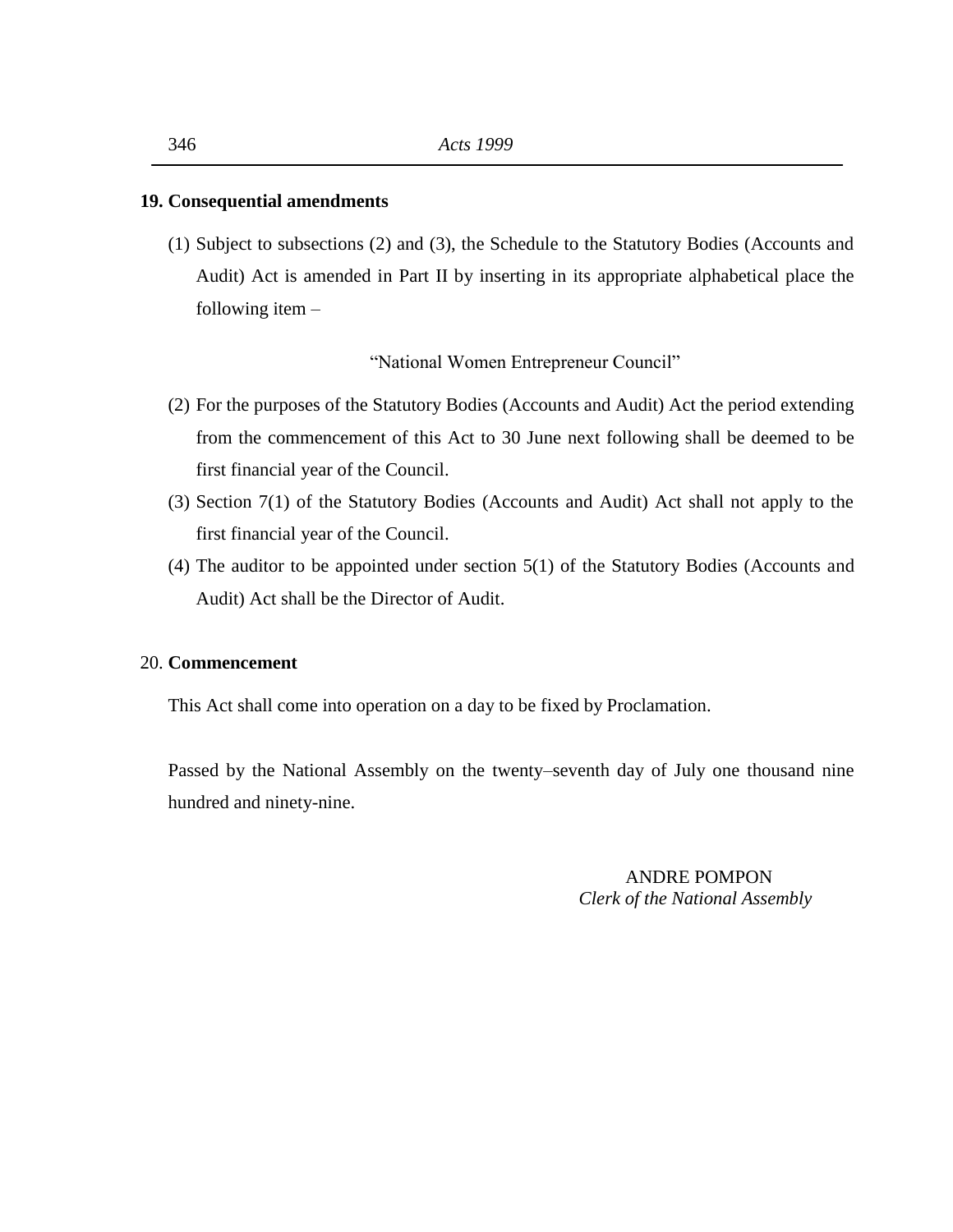**19. Consequential amendments**

(1) Subject to subsections (2) and (3), the Schedule to the Statutory Bodies (Accounts and Audit) Act is amended in Part II by inserting in its appropriate alphabetical place the following item –

"National Women Entrepreneur Council"

(2) For the purposes of the Statutory Bodies (Accounts and Audit) Act the period extending from the commencement of this Act to 30 June next following shall be deemed to be first financial year of the Council.

(3) Section 7(1) of the Statutory Bodies (Accounts and Audit) Act shall not apply to the first financial year of the Council.

(4) The auditor to be appointed under section 5(1) of the Statutory Bodies (Accounts and Audit) Act shall be the Director of Audit.

20. **Commencement**

This Act shall come into operation on a day to be fixed by Proclamation.

Passed by the National Assembly on the twenty–seventh day of July one thousand nine hundred and ninety-nine.

ANDRE POMPON
*Clerk of the National Assembly*